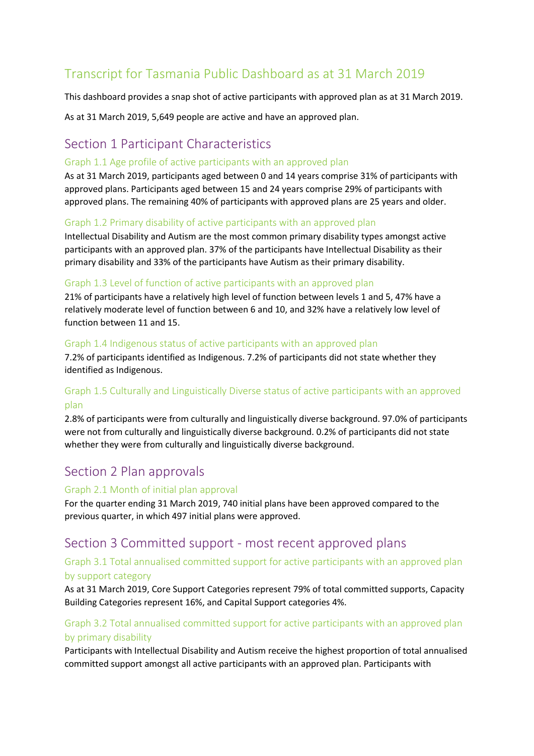# Transcript for Tasmania Public Dashboard as at 31 March 2019

This dashboard provides a snap shot of active participants with approved plan as at 31 March 2019.

As at 31 March 2019, 5,649 people are active and have an approved plan.

## Section 1 Participant Characteristics

### Graph 1.1 Age profile of active participants with an approved plan

As at 31 March 2019, participants aged between 0 and 14 years comprise 31% of participants with approved plans. Participants aged between 15 and 24 years comprise 29% of participants with approved plans. The remaining 40% of participants with approved plans are 25 years and older.

### Graph 1.2 Primary disability of active participants with an approved plan

Intellectual Disability and Autism are the most common primary disability types amongst active participants with an approved plan. 37% of the participants have Intellectual Disability as their primary disability and 33% of the participants have Autism as their primary disability.

### Graph 1.3 Level of function of active participants with an approved plan

21% of participants have a relatively high level of function between levels 1 and 5, 47% have a relatively moderate level of function between 6 and 10, and 32% have a relatively low level of function between 11 and 15.

### Graph 1.4 Indigenous status of active participants with an approved plan

7.2% of participants identified as Indigenous. 7.2% of participants did not state whether they identified as Indigenous.

### Graph 1.5 Culturally and Linguistically Diverse status of active participants with an approved plan

2.8% of participants were from culturally and linguistically diverse background. 97.0% of participants were not from culturally and linguistically diverse background. 0.2% of participants did not state whether they were from culturally and linguistically diverse background.

## Section 2 Plan approvals

### Graph 2.1 Month of initial plan approval

For the quarter ending 31 March 2019, 740 initial plans have been approved compared to the previous quarter, in which 497 initial plans were approved.

## Section 3 Committed support - most recent approved plans

### Graph 3.1 Total annualised committed support for active participants with an approved plan by support category

As at 31 March 2019, Core Support Categories represent 79% of total committed supports, Capacity Building Categories represent 16%, and Capital Support categories 4%.

### Graph 3.2 Total annualised committed support for active participants with an approved plan by primary disability

Participants with Intellectual Disability and Autism receive the highest proportion of total annualised committed support amongst all active participants with an approved plan. Participants with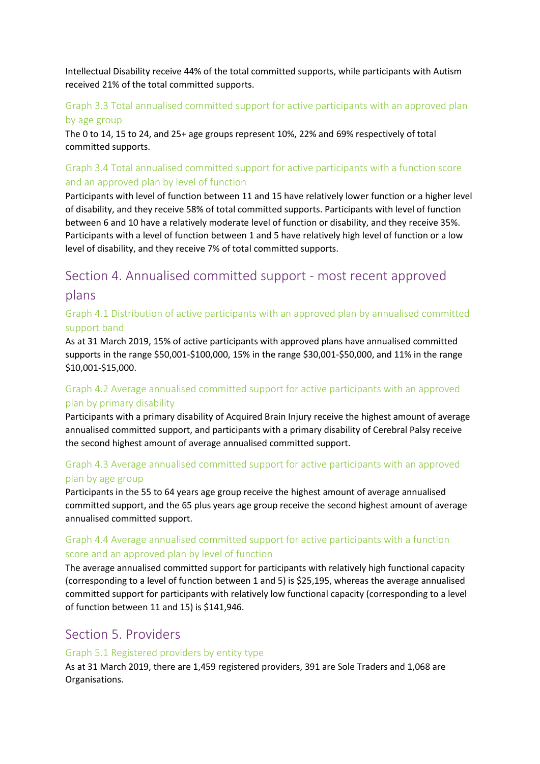Intellectual Disability receive 44% of the total committed supports, while participants with Autism received 21% of the total committed supports.

### Graph 3.3 Total annualised committed support for active participants with an approved plan by age group

The 0 to 14, 15 to 24, and 25+ age groups represent 10%, 22% and 69% respectively of total committed supports.

### Graph 3.4 Total annualised committed support for active participants with a function score and an approved plan by level of function

Participants with level of function between 11 and 15 have relatively lower function or a higher level of disability, and they receive 58% of total committed supports. Participants with level of function between 6 and 10 have a relatively moderate level of function or disability, and they receive 35%. Participants with a level of function between 1 and 5 have relatively high level of function or a low level of disability, and they receive 7% of total committed supports.

## Section 4. Annualised committed support - most recent approved plans

### Graph 4.1 Distribution of active participants with an approved plan by annualised committed support band

As at 31 March 2019, 15% of active participants with approved plans have annualised committed supports in the range $50,001-$100,000, 15% in the range $30,001-$50,000, and 11% in the range $10,001-$15,000.

### Graph 4.2 Average annualised committed support for active participants with an approved plan by primary disability

Participants with a primary disability of Acquired Brain Injury receive the highest amount of average annualised committed support, and participants with a primary disability of Cerebral Palsy receive the second highest amount of average annualised committed support.

### Graph 4.3 Average annualised committed support for active participants with an approved plan by age group

Participants in the 55 to 64 years age group receive the highest amount of average annualised committed support, and the 65 plus years age group receive the second highest amount of average annualised committed support.

### Graph 4.4 Average annualised committed support for active participants with a function score and an approved plan by level of function

The average annualised committed support for participants with relatively high functional capacity (corresponding to a level of function between 1 and 5) is $25,195, whereas the average annualised committed support for participants with relatively low functional capacity (corresponding to a level of function between 11 and 15) is $141,946.

## Section 5. Providers

### Graph 5.1 Registered providers by entity type

As at 31 March 2019, there are 1,459 registered providers, 391 are Sole Traders and 1,068 are Organisations.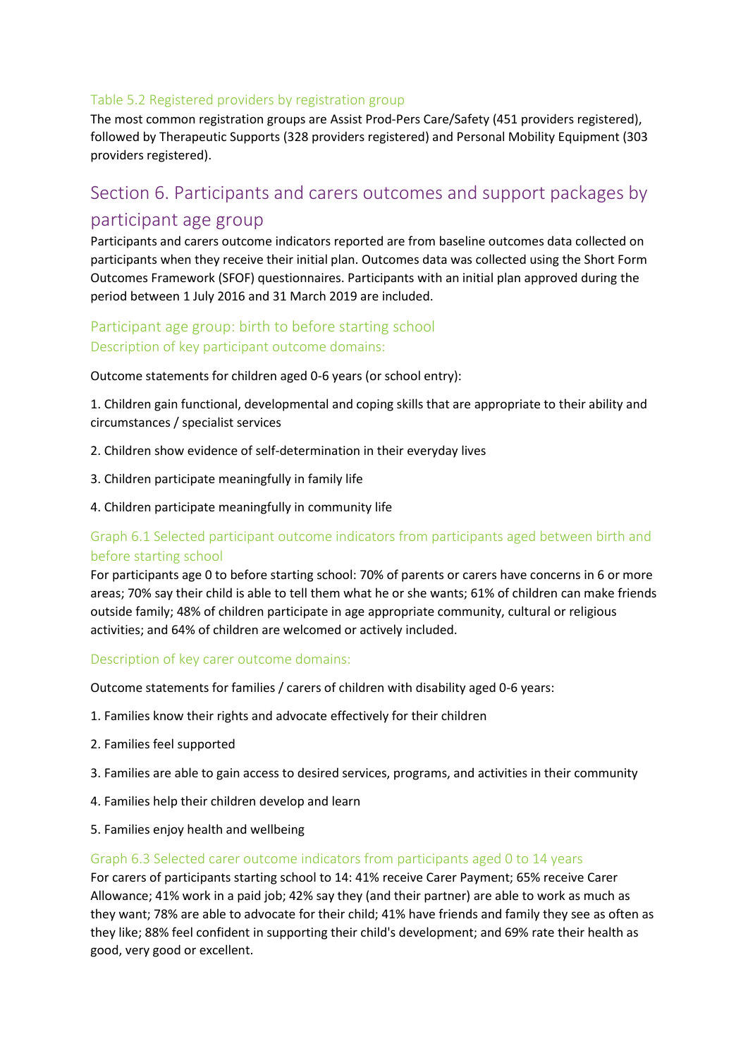### Table 5.2 Registered providers by registration group

The most common registration groups are Assist Prod-Pers Care/Safety (451 providers registered), followed by Therapeutic Supports (328 providers registered) and Personal Mobility Equipment (303 providers registered).

## Section 6. Participants and carers outcomes and support packages by participant age group

Participants and carers outcome indicators reported are from baseline outcomes data collected on participants when they receive their initial plan. Outcomes data was collected using the Short Form Outcomes Framework (SFOF) questionnaires. Participants with an initial plan approved during the period between 1 July 2016 and 31 March 2019 are included.

### Participant age group: birth to before starting school

#### Description of key participant outcome domains:

Outcome statements for children aged 0-6 years (or school entry):

1. Children gain functional, developmental and coping skills that are appropriate to their ability and circumstances / specialist services
2. Children show evidence of self-determination in their everyday lives
3. Children participate meaningfully in family life
4. Children participate meaningfully in community life

#### Graph 6.1 Selected participant outcome indicators from participants aged between birth and before starting school

For participants age 0 to before starting school: 70% of parents or carers have concerns in 6 or more areas; 70% say their child is able to tell them what he or she wants; 61% of children can make friends outside family; 48% of children participate in age appropriate community, cultural or religious activities; and 64% of children are welcomed or actively included.

#### Description of key carer outcome domains:

Outcome statements for families / carers of children with disability aged 0-6 years:

1. Families know their rights and advocate effectively for their children
2. Families feel supported
3. Families are able to gain access to desired services, programs, and activities in their community
4. Families help their children develop and learn
5. Families enjoy health and wellbeing

#### Graph 6.3 Selected carer outcome indicators from participants aged 0 to 14 years

For carers of participants starting school to 14: 41% receive Carer Payment; 65% receive Carer Allowance; 41% work in a paid job; 42% say they (and their partner) are able to work as much as they want; 78% are able to advocate for their child; 41% have friends and family they see as often as they like; 88% feel confident in supporting their child's development; and 69% rate their health as good, very good or excellent.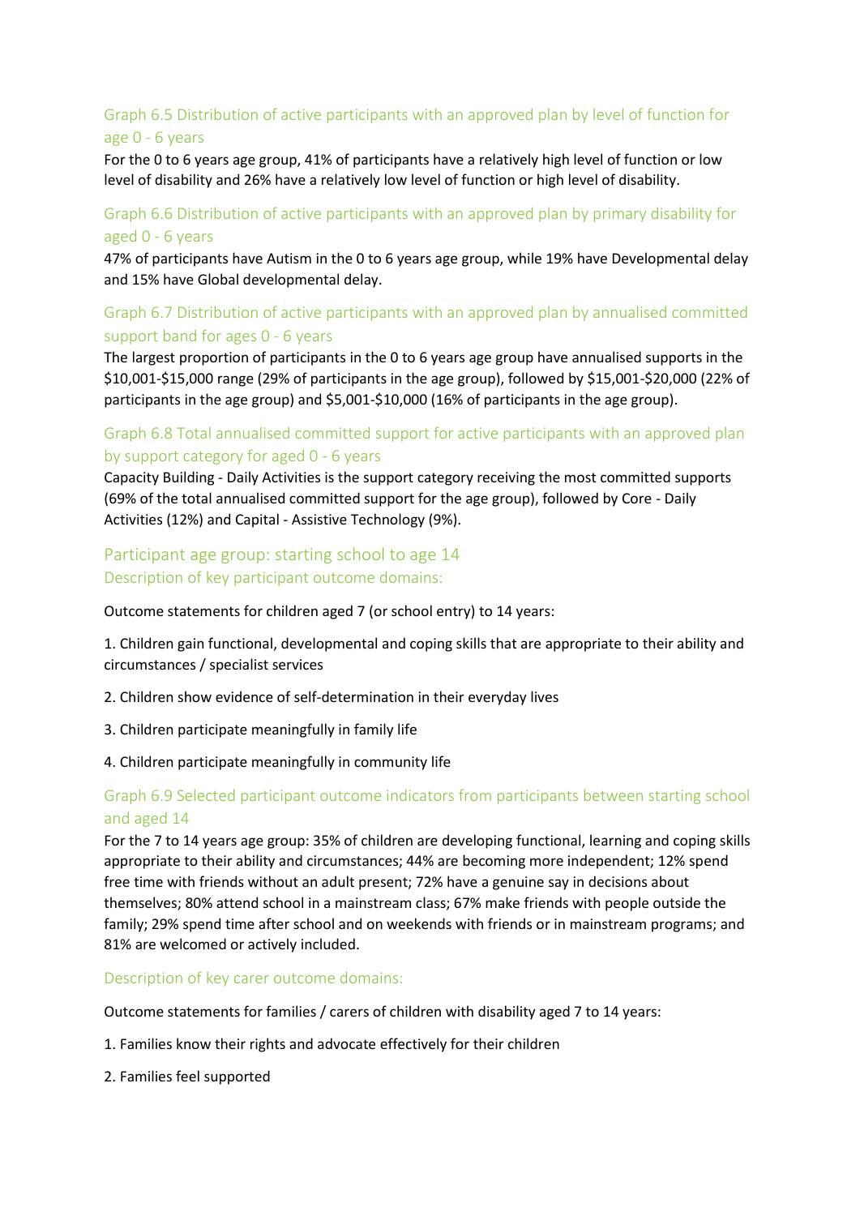### Graph 6.5 Distribution of active participants with an approved plan by level of function for age 0 - 6 years

For the 0 to 6 years age group, 41% of participants have a relatively high level of function or low level of disability and 26% have a relatively low level of function or high level of disability.

### Graph 6.6 Distribution of active participants with an approved plan by primary disability for aged 0 - 6 years

47% of participants have Autism in the 0 to 6 years age group, while 19% have Developmental delay and 15% have Global developmental delay.

### Graph 6.7 Distribution of active participants with an approved plan by annualised committed support band for ages 0 - 6 years

The largest proportion of participants in the 0 to 6 years age group have annualised supports in the $10,001-$15,000 range (29% of participants in the age group), followed by $15,001-$20,000 (22% of participants in the age group) and $5,001-$10,000 (16% of participants in the age group).

### Graph 6.8 Total annualised committed support for active participants with an approved plan by support category for aged 0 - 6 years

Capacity Building - Daily Activities is the support category receiving the most committed supports (69% of the total annualised committed support for the age group), followed by Core - Daily Activities (12%) and Capital - Assistive Technology (9%).

## Participant age group: starting school to age 14

### Description of key participant outcome domains:

Outcome statements for children aged 7 (or school entry) to 14 years:

1. Children gain functional, developmental and coping skills that are appropriate to their ability and circumstances / specialist services
2. Children show evidence of self-determination in their everyday lives
3. Children participate meaningfully in family life
4. Children participate meaningfully in community life

### Graph 6.9 Selected participant outcome indicators from participants between starting school and aged 14

For the 7 to 14 years age group: 35% of children are developing functional, learning and coping skills appropriate to their ability and circumstances; 44% are becoming more independent; 12% spend free time with friends without an adult present; 72% have a genuine say in decisions about themselves; 80% attend school in a mainstream class; 67% make friends with people outside the family; 29% spend time after school and on weekends with friends or in mainstream programs; and 81% are welcomed or actively included.

### Description of key carer outcome domains:

Outcome statements for families / carers of children with disability aged 7 to 14 years:

1. Families know their rights and advocate effectively for their children
2. Families feel supported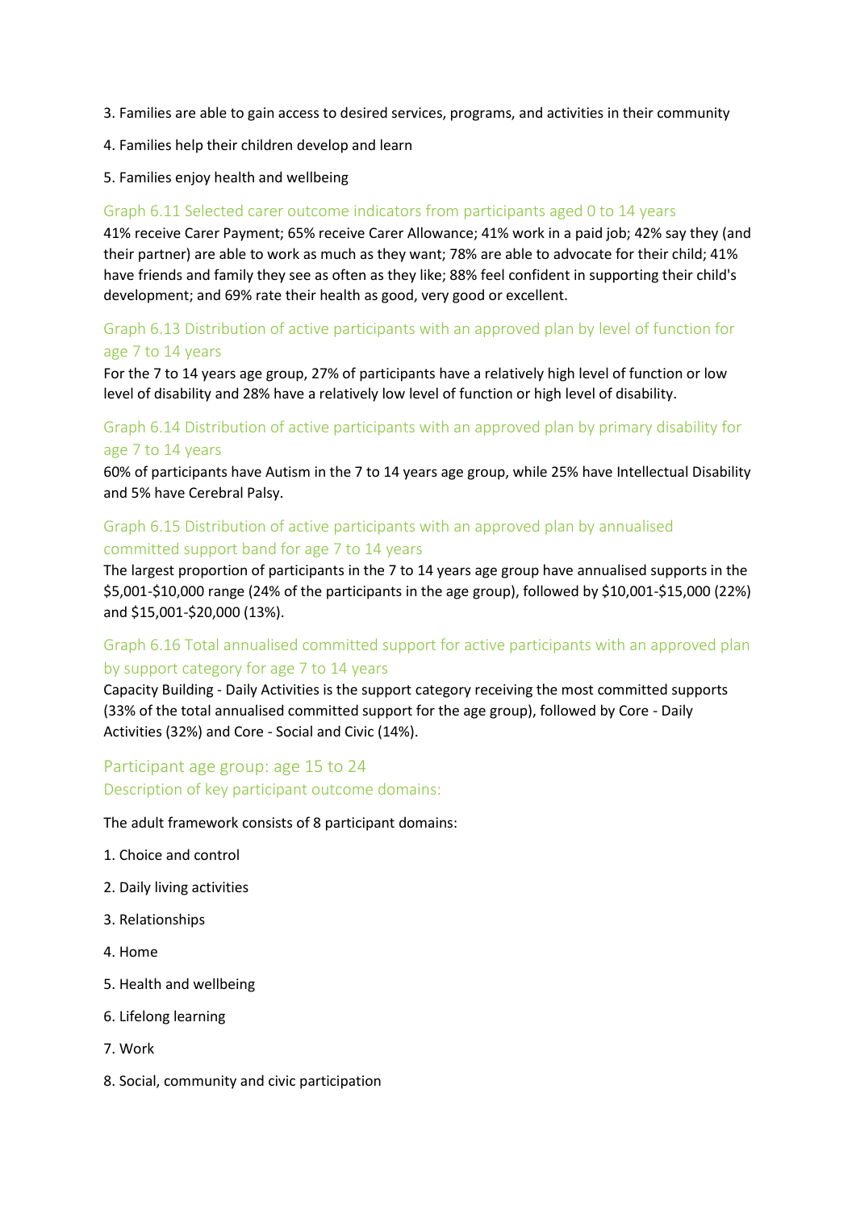3. Families are able to gain access to desired services, programs, and activities in their community

4. Families help their children develop and learn

5. Families enjoy health and wellbeing

### Graph 6.11 Selected carer outcome indicators from participants aged 0 to 14 years

41% receive Carer Payment; 65% receive Carer Allowance; 41% work in a paid job; 42% say they (and their partner) are able to work as much as they want; 78% are able to advocate for their child; 41% have friends and family they see as often as they like; 88% feel confident in supporting their child's development; and 69% rate their health as good, very good or excellent.

### Graph 6.13 Distribution of active participants with an approved plan by level of function for age 7 to 14 years

For the 7 to 14 years age group, 27% of participants have a relatively high level of function or low level of disability and 28% have a relatively low level of function or high level of disability.

### Graph 6.14 Distribution of active participants with an approved plan by primary disability for age 7 to 14 years

60% of participants have Autism in the 7 to 14 years age group, while 25% have Intellectual Disability and 5% have Cerebral Palsy.

### Graph 6.15 Distribution of active participants with an approved plan by annualised committed support band for age 7 to 14 years

The largest proportion of participants in the 7 to 14 years age group have annualised supports in the $5,001-$10,000 range (24% of the participants in the age group), followed by $10,001-$15,000 (22%) and $15,001-$20,000 (13%).

### Graph 6.16 Total annualised committed support for active participants with an approved plan by support category for age 7 to 14 years

Capacity Building - Daily Activities is the support category receiving the most committed supports (33% of the total annualised committed support for the age group), followed by Core - Daily Activities (32%) and Core - Social and Civic (14%).

## Participant age group: age 15 to 24

### Description of key participant outcome domains:

The adult framework consists of 8 participant domains:

1. Choice and control

2. Daily living activities

3. Relationships

4. Home

5. Health and wellbeing

6. Lifelong learning

7. Work

8. Social, community and civic participation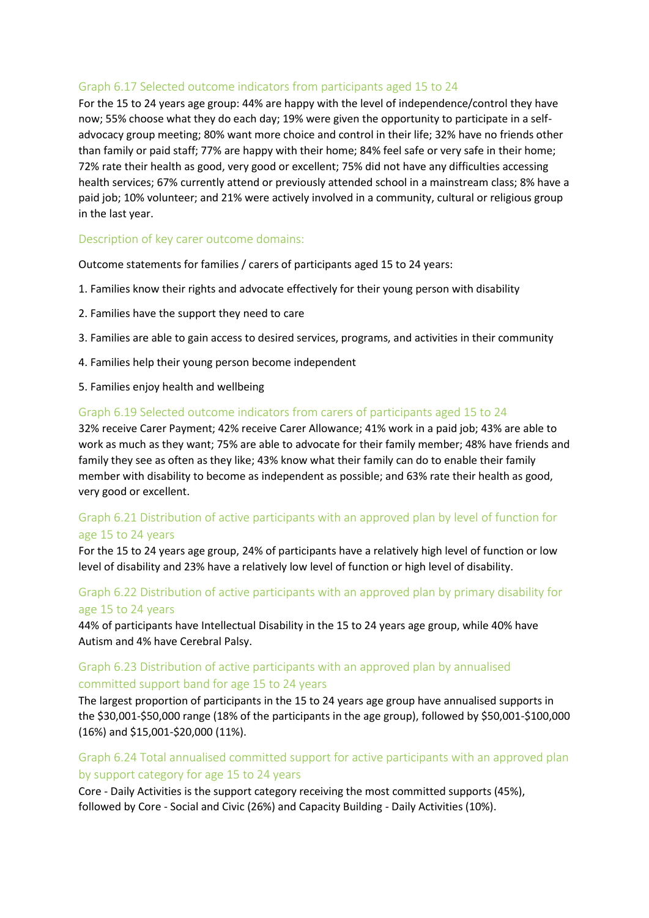### Graph 6.17 Selected outcome indicators from participants aged 15 to 24

For the 15 to 24 years age group: 44% are happy with the level of independence/control they have now; 55% choose what they do each day; 19% were given the opportunity to participate in a self-advocacy group meeting; 80% want more choice and control in their life; 32% have no friends other than family or paid staff; 77% are happy with their home; 84% feel safe or very safe in their home; 72% rate their health as good, very good or excellent; 75% did not have any difficulties accessing health services; 67% currently attend or previously attended school in a mainstream class; 8% have a paid job; 10% volunteer; and 21% were actively involved in a community, cultural or religious group in the last year.

### Description of key carer outcome domains:

Outcome statements for families / carers of participants aged 15 to 24 years:

1. Families know their rights and advocate effectively for their young person with disability
2. Families have the support they need to care
3. Families are able to gain access to desired services, programs, and activities in their community
4. Families help their young person become independent
5. Families enjoy health and wellbeing

### Graph 6.19 Selected outcome indicators from carers of participants aged 15 to 24

32% receive Carer Payment; 42% receive Carer Allowance; 41% work in a paid job; 43% are able to work as much as they want; 75% are able to advocate for their family member; 48% have friends and family they see as often as they like; 43% know what their family can do to enable their family member with disability to become as independent as possible; and 63% rate their health as good, very good or excellent.

### Graph 6.21 Distribution of active participants with an approved plan by level of function for age 15 to 24 years

For the 15 to 24 years age group, 24% of participants have a relatively high level of function or low level of disability and 23% have a relatively low level of function or high level of disability.

### Graph 6.22 Distribution of active participants with an approved plan by primary disability for age 15 to 24 years

44% of participants have Intellectual Disability in the 15 to 24 years age group, while 40% have Autism and 4% have Cerebral Palsy.

### Graph 6.23 Distribution of active participants with an approved plan by annualised committed support band for age 15 to 24 years

The largest proportion of participants in the 15 to 24 years age group have annualised supports in the $30,001-$50,000 range (18% of the participants in the age group), followed by $50,001-$100,000 (16%) and $15,001-$20,000 (11%).

### Graph 6.24 Total annualised committed support for active participants with an approved plan by support category for age 15 to 24 years

Core - Daily Activities is the support category receiving the most committed supports (45%), followed by Core - Social and Civic (26%) and Capacity Building - Daily Activities (10%).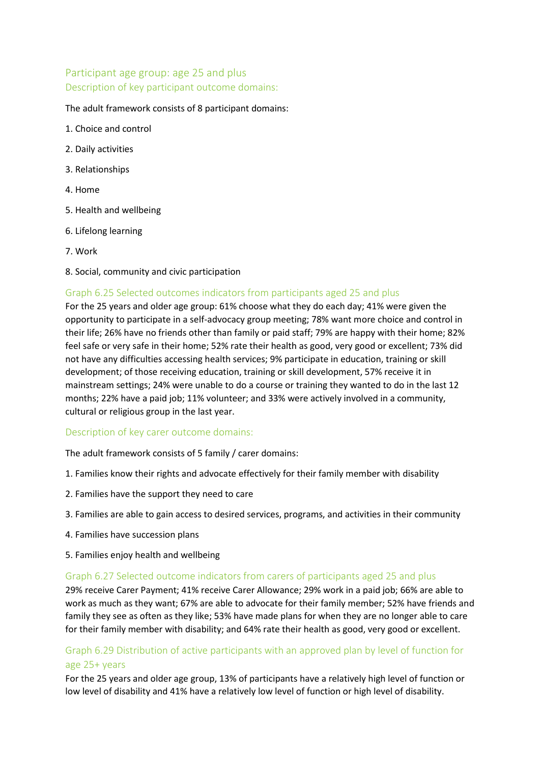## Participant age group: age 25 and plus

### Description of key participant outcome domains:

The adult framework consists of 8 participant domains:

1. Choice and control
2. Daily activities
3. Relationships
4. Home
5. Health and wellbeing
6. Lifelong learning
7. Work
8. Social, community and civic participation

### Graph 6.25 Selected outcomes indicators from participants aged 25 and plus

For the 25 years and older age group: 61% choose what they do each day; 41% were given the opportunity to participate in a self-advocacy group meeting; 78% want more choice and control in their life; 26% have no friends other than family or paid staff; 79% are happy with their home; 82% feel safe or very safe in their home; 52% rate their health as good, very good or excellent; 73% did not have any difficulties accessing health services; 9% participate in education, training or skill development; of those receiving education, training or skill development, 57% receive it in mainstream settings; 24% were unable to do a course or training they wanted to do in the last 12 months; 22% have a paid job; 11% volunteer; and 33% were actively involved in a community, cultural or religious group in the last year.

### Description of key carer outcome domains:

The adult framework consists of 5 family / carer domains:

1. Families know their rights and advocate effectively for their family member with disability
2. Families have the support they need to care
3. Families are able to gain access to desired services, programs, and activities in their community
4. Families have succession plans
5. Families enjoy health and wellbeing

### Graph 6.27 Selected outcome indicators from carers of participants aged 25 and plus

29% receive Carer Payment; 41% receive Carer Allowance; 29% work in a paid job; 66% are able to work as much as they want; 67% are able to advocate for their family member; 52% have friends and family they see as often as they like; 53% have made plans for when they are no longer able to care for their family member with disability; and 64% rate their health as good, very good or excellent.

### Graph 6.29 Distribution of active participants with an approved plan by level of function for age 25+ years

For the 25 years and older age group, 13% of participants have a relatively high level of function or low level of disability and 41% have a relatively low level of function or high level of disability.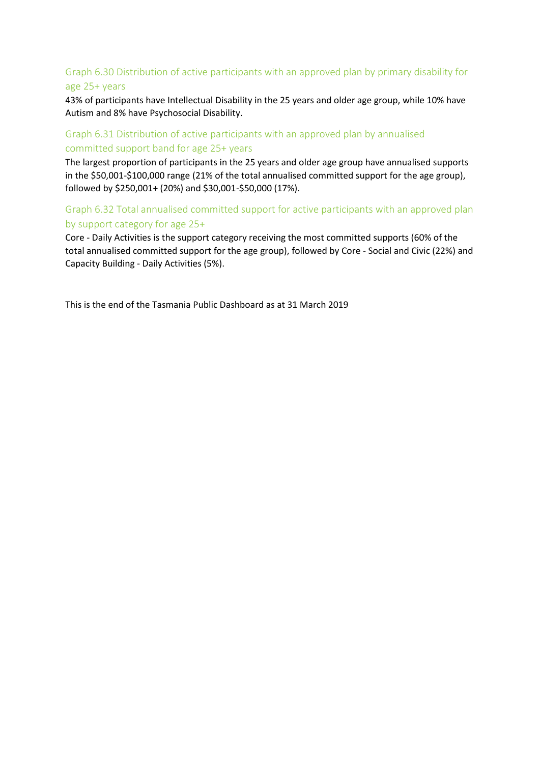### Graph 6.30 Distribution of active participants with an approved plan by primary disability for age 25+ years

43% of participants have Intellectual Disability in the 25 years and older age group, while 10% have Autism and 8% have Psychosocial Disability.

### Graph 6.31 Distribution of active participants with an approved plan by annualised committed support band for age 25+ years

The largest proportion of participants in the 25 years and older age group have annualised supports in the $50,001-$100,000 range (21% of the total annualised committed support for the age group), followed by $250,001+ (20%) and $30,001-$50,000 (17%).

### Graph 6.32 Total annualised committed support for active participants with an approved plan by support category for age 25+

Core - Daily Activities is the support category receiving the most committed supports (60% of the total annualised committed support for the age group), followed by Core - Social and Civic (22%) and Capacity Building - Daily Activities (5%).

This is the end of the Tasmania Public Dashboard as at 31 March 2019